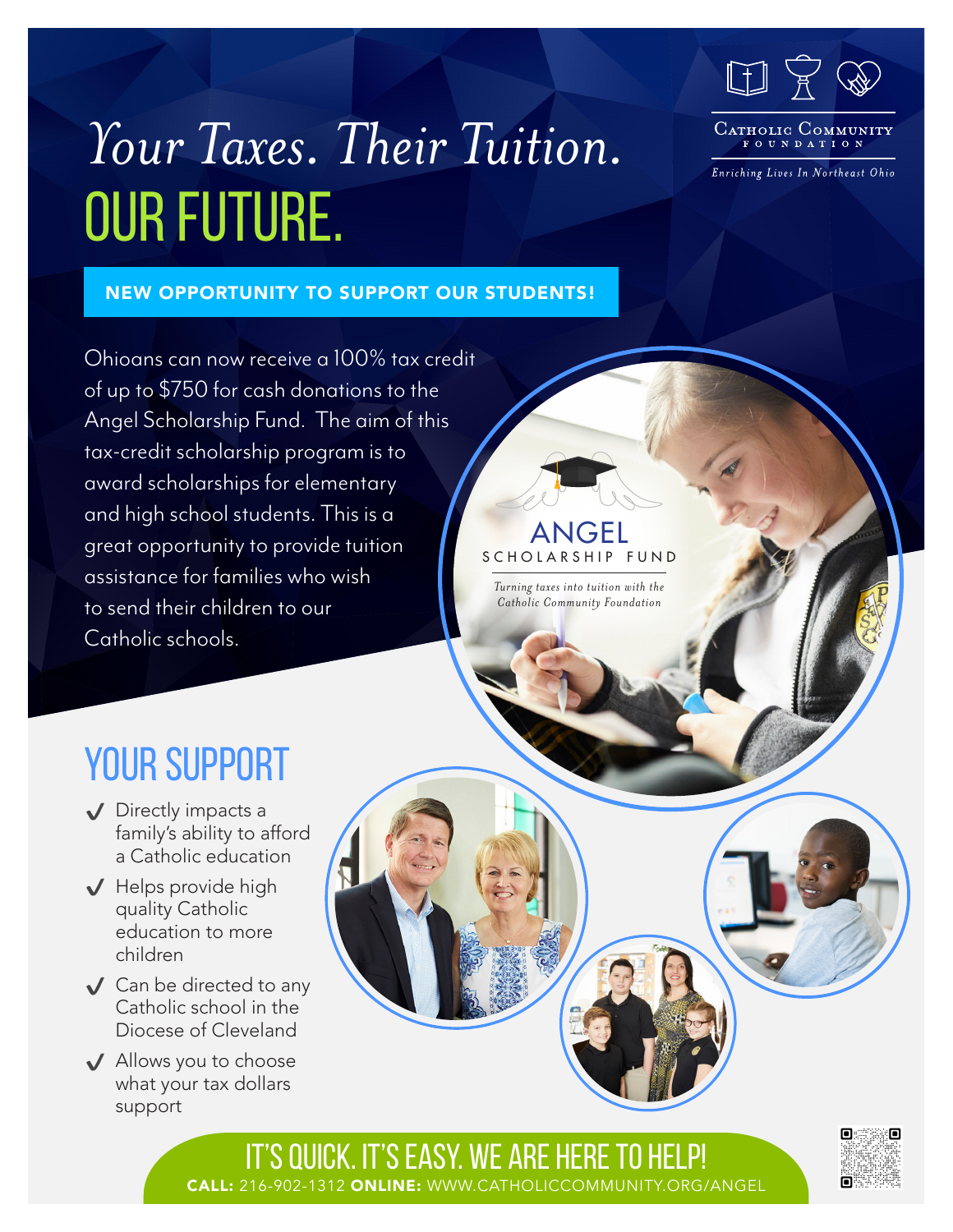# *Your Taxes. Their Tuition.* OUR FUTURE.

Catholic Community Foundation

*Enriching Lives In Northeast Ohio*

**NEW OPPORTUNITY TO SUPPORT OUR STUDENTS!**

Ohioans can now receive a 100% tax credit of up to $750 for cash donations to the Angel Scholarship Fund. The aim of this tax-credit scholarship program is to award scholarships for elementary and high school students. This is a great opportunity to provide tuition assistance for families who wish to send their children to our Catholic schools.

ANGEL SCHOLARSHIP FUND

*Turning taxes into tuition with the Catholic Community Foundation*

## YOUR SUPPORT

- ✔ Directly impacts a family's ability to afford a Catholic education
- ✔ Helps provide high quality Catholic education to more children
- ✔ Can be directed to any Catholic school in the Diocese of Cleveland
- ✔ Allows you to choose what your tax dollars support

## IT'S QUICK. IT'S EASY. WE ARE HERE TO HELP!

**CALL:** 216-902-1312 **ONLINE:** WWW.CATHOLICCOMMUNITY.ORG/ANGEL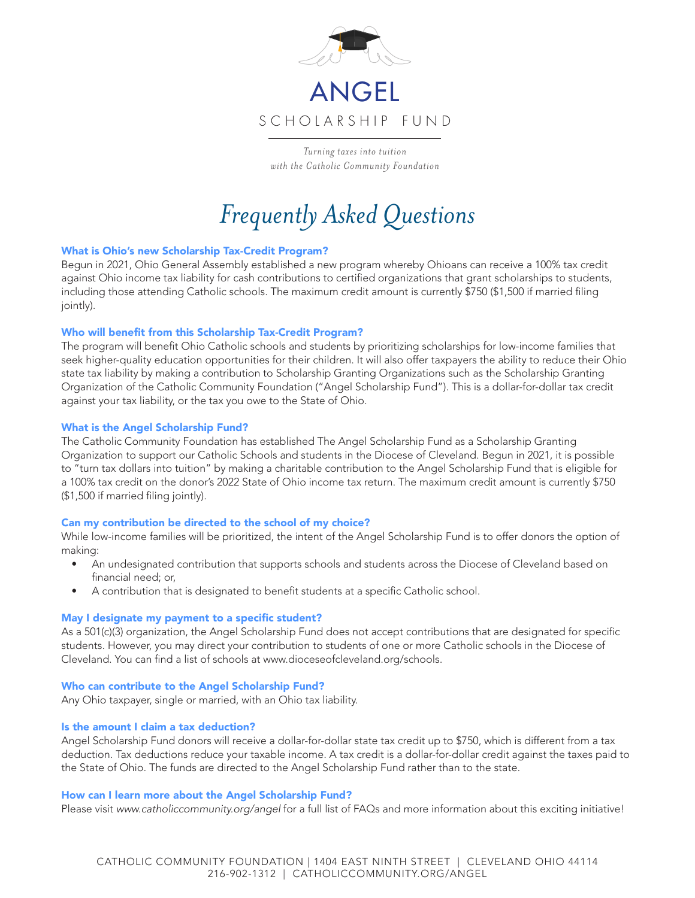# ANGEL

SCHOLARSHIP FUND

*Turning taxes into tuition*
*with the Catholic Community Foundation*

# *Frequently Asked Questions*

### What is Ohio's new Scholarship Tax-Credit Program?

Begun in 2021, Ohio General Assembly established a new program whereby Ohioans can receive a 100% tax credit against Ohio income tax liability for cash contributions to certified organizations that grant scholarships to students, including those attending Catholic schools. The maximum credit amount is currently $750 ($1,500 if married filing jointly).

### Who will benefit from this Scholarship Tax-Credit Program?

The program will benefit Ohio Catholic schools and students by prioritizing scholarships for low-income families that seek higher-quality education opportunities for their children. It will also offer taxpayers the ability to reduce their Ohio state tax liability by making a contribution to Scholarship Granting Organizations such as the Scholarship Granting Organization of the Catholic Community Foundation ("Angel Scholarship Fund"). This is a dollar-for-dollar tax credit against your tax liability, or the tax you owe to the State of Ohio.

### What is the Angel Scholarship Fund?

The Catholic Community Foundation has established The Angel Scholarship Fund as a Scholarship Granting Organization to support our Catholic Schools and students in the Diocese of Cleveland. Begun in 2021, it is possible to "turn tax dollars into tuition" by making a charitable contribution to the Angel Scholarship Fund that is eligible for a 100% tax credit on the donor's 2022 State of Ohio income tax return. The maximum credit amount is currently $750 ($1,500 if married filing jointly).

### Can my contribution be directed to the school of my choice?

While low-income families will be prioritized, the intent of the Angel Scholarship Fund is to offer donors the option of making:

- An undesignated contribution that supports schools and students across the Diocese of Cleveland based on financial need; or,
- A contribution that is designated to benefit students at a specific Catholic school.

### May I designate my payment to a specific student?

As a 501(c)(3) organization, the Angel Scholarship Fund does not accept contributions that are designated for specific students. However, you may direct your contribution to students of one or more Catholic schools in the Diocese of Cleveland. You can find a list of schools at www.dioceseofcleveland.org/schools.

### Who can contribute to the Angel Scholarship Fund?

Any Ohio taxpayer, single or married, with an Ohio tax liability.

### Is the amount I claim a tax deduction?

Angel Scholarship Fund donors will receive a dollar-for-dollar state tax credit up to $750, which is different from a tax deduction. Tax deductions reduce your taxable income. A tax credit is a dollar-for-dollar credit against the taxes paid to the State of Ohio. The funds are directed to the Angel Scholarship Fund rather than to the state.

### How can I learn more about the Angel Scholarship Fund?

Please visit *www.catholiccommunity.org/angel* for a full list of FAQs and more information about this exciting initiative!

CATHOLIC COMMUNITY FOUNDATION | 1404 EAST NINTH STREET | CLEVELAND OHIO 44114
216-902-1312 | CATHOLICCOMMUNITY.ORG/ANGEL